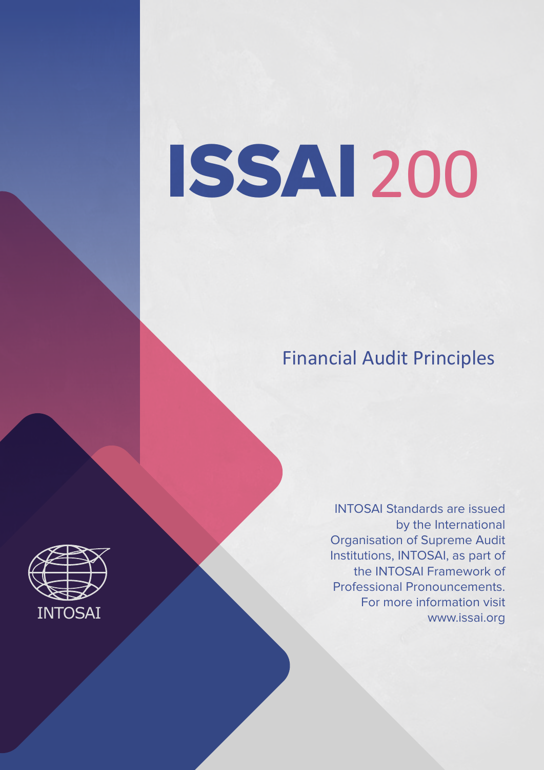# ISSAI 200

## Financial Audit Principles

INTOSAI Standards are issued by the International Organisation of Supreme Audit Institutions, INTOSAI, as part of the INTOSAI Framework of Professional Pronouncements. For more information visit www.issai.org

INTOSAI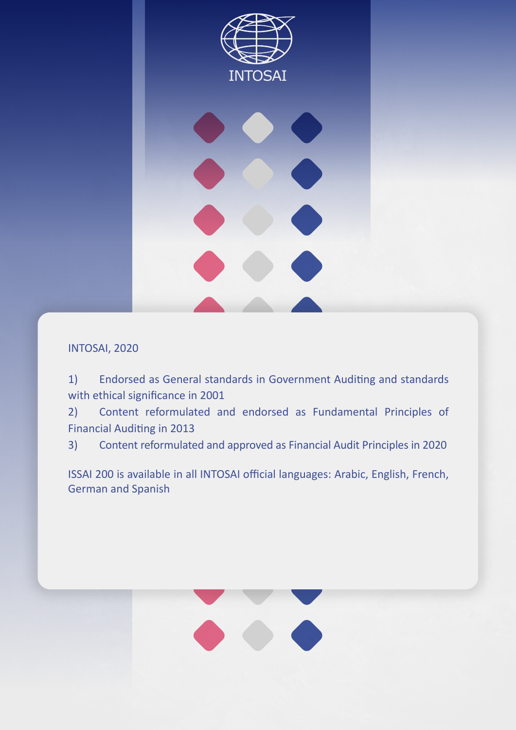INTOSAI

INTOSAI, 2020

1) Endorsed as General standards in Government Auditing and standards with ethical significance in 2001
2) Content reformulated and endorsed as Fundamental Principles of Financial Auditing in 2013
3) Content reformulated and approved as Financial Audit Principles in 2020

ISSAI 200 is available in all INTOSAI official languages: Arabic, English, French, German and Spanish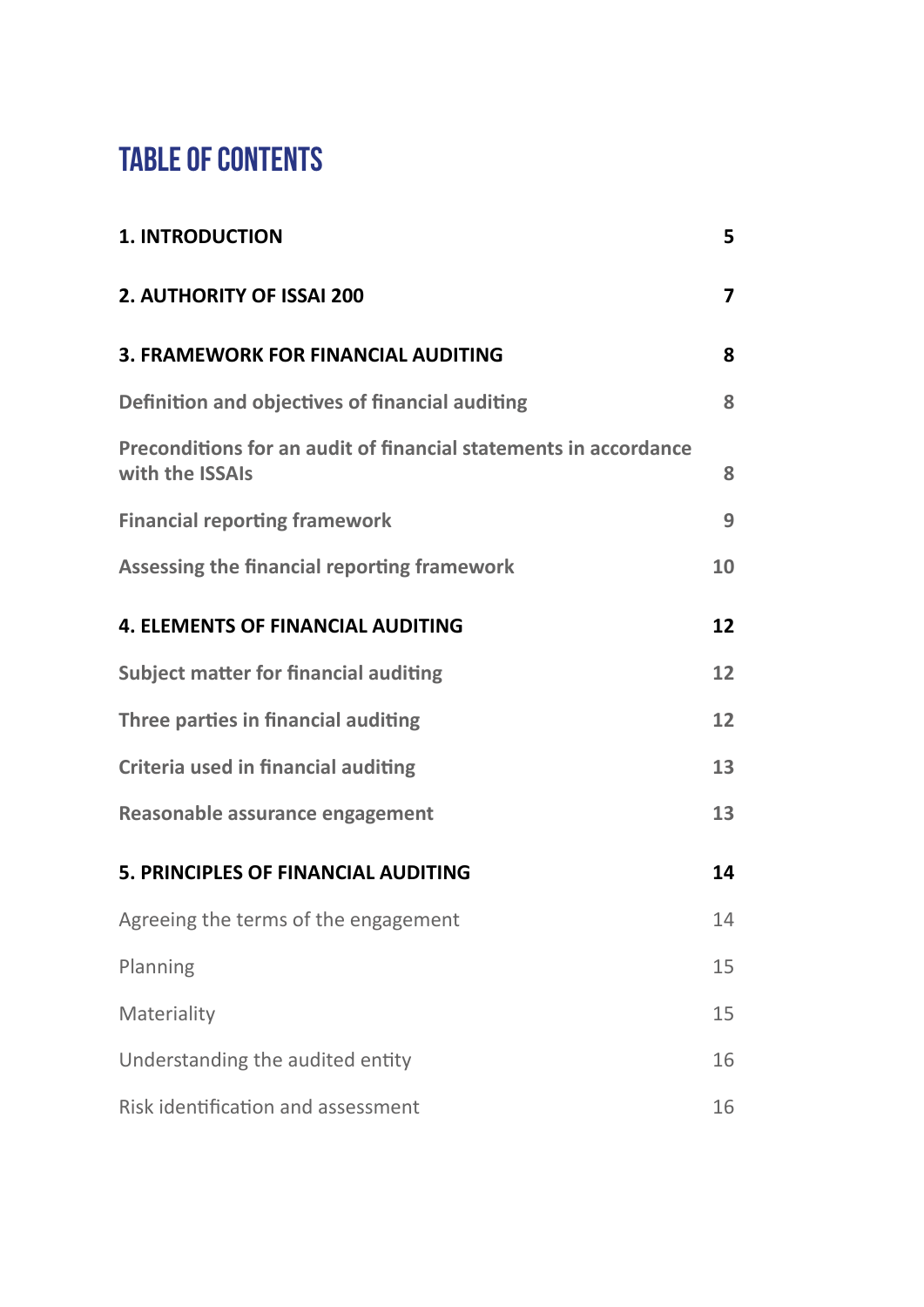# TABLE OF CONTENTS

| | |
|---|---|
| **1. INTRODUCTION** | **5** |
| **2. AUTHORITY OF ISSAI 200** | **7** |
| **3. FRAMEWORK FOR FINANCIAL AUDITING** | **8** |
| **Definition and objectives of financial auditing** | **8** |
| **Preconditions for an audit of financial statements in accordance with the ISSAIs** | **8** |
| **Financial reporting framework** | **9** |
| **Assessing the financial reporting framework** | **10** |
| **4. ELEMENTS OF FINANCIAL AUDITING** | **12** |
| **Subject matter for financial auditing** | **12** |
| **Three parties in financial auditing** | **12** |
| **Criteria used in financial auditing** | **13** |
| **Reasonable assurance engagement** | **13** |
| **5. PRINCIPLES OF FINANCIAL AUDITING** | **14** |
| Agreeing the terms of the engagement | 14 |
| Planning | 15 |
| Materiality | 15 |
| Understanding the audited entity | 16 |
| Risk identification and assessment | 16 |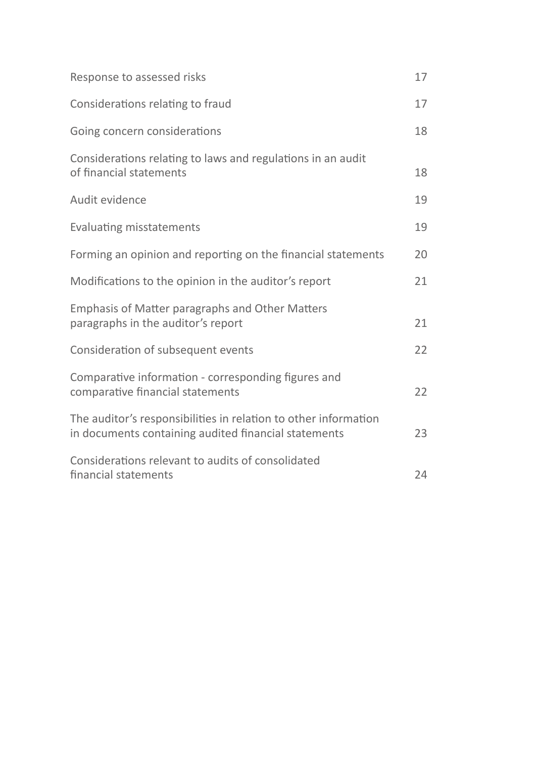| | |
|---|---|
| Response to assessed risks | 17 |
| Considerations relating to fraud | 17 |
| Going concern considerations | 18 |
| Considerations relating to laws and regulations in an audit of financial statements | 18 |
| Audit evidence | 19 |
| Evaluating misstatements | 19 |
| Forming an opinion and reporting on the financial statements | 20 |
| Modifications to the opinion in the auditor's report | 21 |
| Emphasis of Matter paragraphs and Other Matters paragraphs in the auditor's report | 21 |
| Consideration of subsequent events | 22 |
| Comparative information - corresponding figures and comparative financial statements | 22 |
| The auditor's responsibilities in relation to other information in documents containing audited financial statements | 23 |
| Considerations relevant to audits of consolidated financial statements | 24 |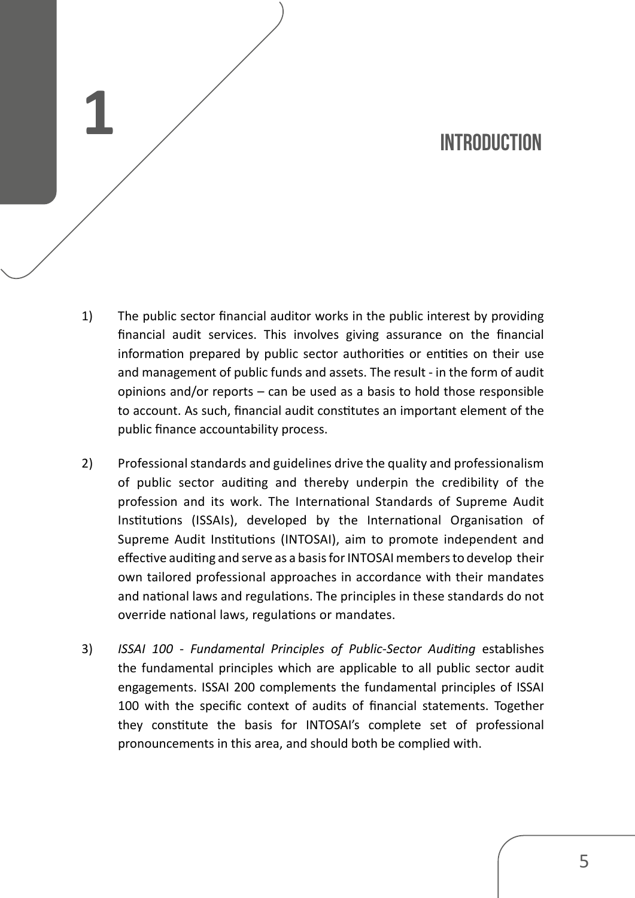# 1 INTRODUCTION

1) The public sector financial auditor works in the public interest by providing financial audit services. This involves giving assurance on the financial information prepared by public sector authorities or entities on their use and management of public funds and assets. The result - in the form of audit opinions and/or reports – can be used as a basis to hold those responsible to account. As such, financial audit constitutes an important element of the public finance accountability process.

2) Professional standards and guidelines drive the quality and professionalism of public sector auditing and thereby underpin the credibility of the profession and its work. The International Standards of Supreme Audit Institutions (ISSAIs), developed by the International Organisation of Supreme Audit Institutions (INTOSAI), aim to promote independent and effective auditing and serve as a basis for INTOSAI members to develop their own tailored professional approaches in accordance with their mandates and national laws and regulations. The principles in these standards do not override national laws, regulations or mandates.

3) *ISSAI 100 - Fundamental Principles of Public-Sector Auditing* establishes the fundamental principles which are applicable to all public sector audit engagements. ISSAI 200 complements the fundamental principles of ISSAI 100 with the specific context of audits of financial statements. Together they constitute the basis for INTOSAI's complete set of professional pronouncements in this area, and should both be complied with.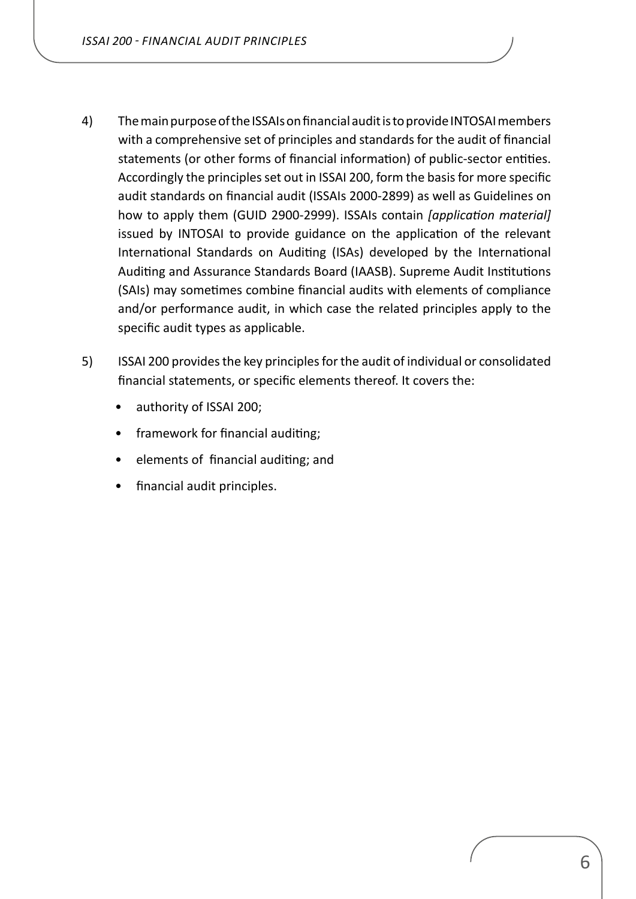4) The main purpose of the ISSAIs on financial audit is to provide INTOSAI members with a comprehensive set of principles and standards for the audit of financial statements (or other forms of financial information) of public-sector entities. Accordingly the principles set out in ISSAI 200, form the basis for more specific audit standards on financial audit (ISSAIs 2000-2899) as well as Guidelines on how to apply them (GUID 2900-2999). ISSAIs contain *[application material]* issued by INTOSAI to provide guidance on the application of the relevant International Standards on Auditing (ISAs) developed by the International Auditing and Assurance Standards Board (IAASB). Supreme Audit Institutions (SAIs) may sometimes combine financial audits with elements of compliance and/or performance audit, in which case the related principles apply to the specific audit types as applicable.

5) ISSAI 200 provides the key principles for the audit of individual or consolidated financial statements, or specific elements thereof. It covers the:

- authority of ISSAI 200;
- framework for financial auditing;
- elements of financial auditing; and
- financial audit principles.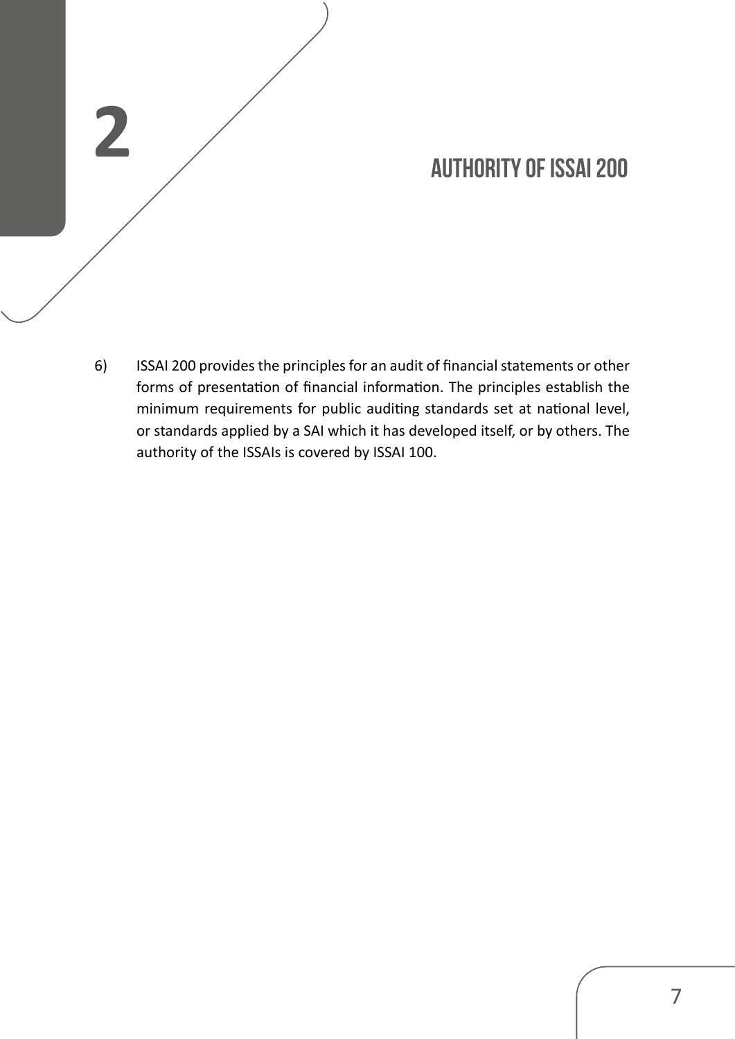# 2 AUTHORITY OF ISSAI 200

6) ISSAI 200 provides the principles for an audit of financial statements or other forms of presentation of financial information. The principles establish the minimum requirements for public auditing standards set at national level, or standards applied by a SAI which it has developed itself, or by others. The authority of the ISSAIs is covered by ISSAI 100.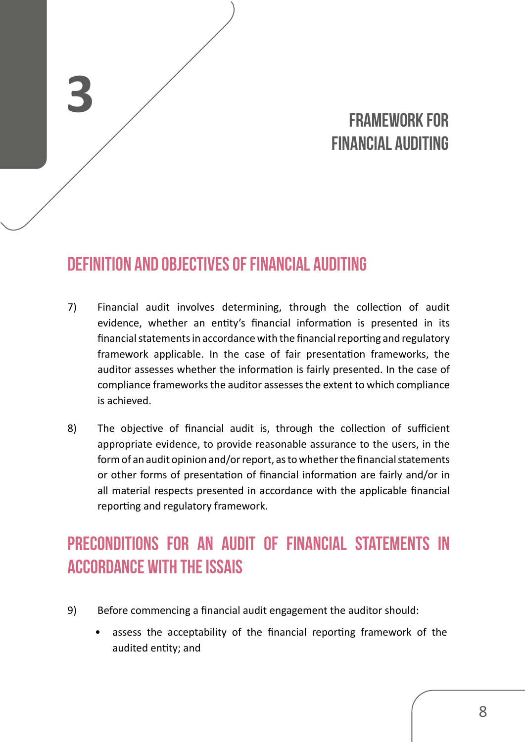# 3

# FRAMEWORK FOR FINANCIAL AUDITING

## DEFINITION AND OBJECTIVES OF FINANCIAL AUDITING

7) Financial audit involves determining, through the collection of audit evidence, whether an entity's financial information is presented in its financial statements in accordance with the financial reporting and regulatory framework applicable. In the case of fair presentation frameworks, the auditor assesses whether the information is fairly presented. In the case of compliance frameworks the auditor assesses the extent to which compliance is achieved.

8) The objective of financial audit is, through the collection of sufficient appropriate evidence, to provide reasonable assurance to the users, in the form of an audit opinion and/or report, as to whether the financial statements or other forms of presentation of financial information are fairly and/or in all material respects presented in accordance with the applicable financial reporting and regulatory framework.

## PRECONDITIONS FOR AN AUDIT OF FINANCIAL STATEMENTS IN ACCORDANCE WITH THE ISSAIS

9) Before commencing a financial audit engagement the auditor should:

- assess the acceptability of the financial reporting framework of the audited entity; and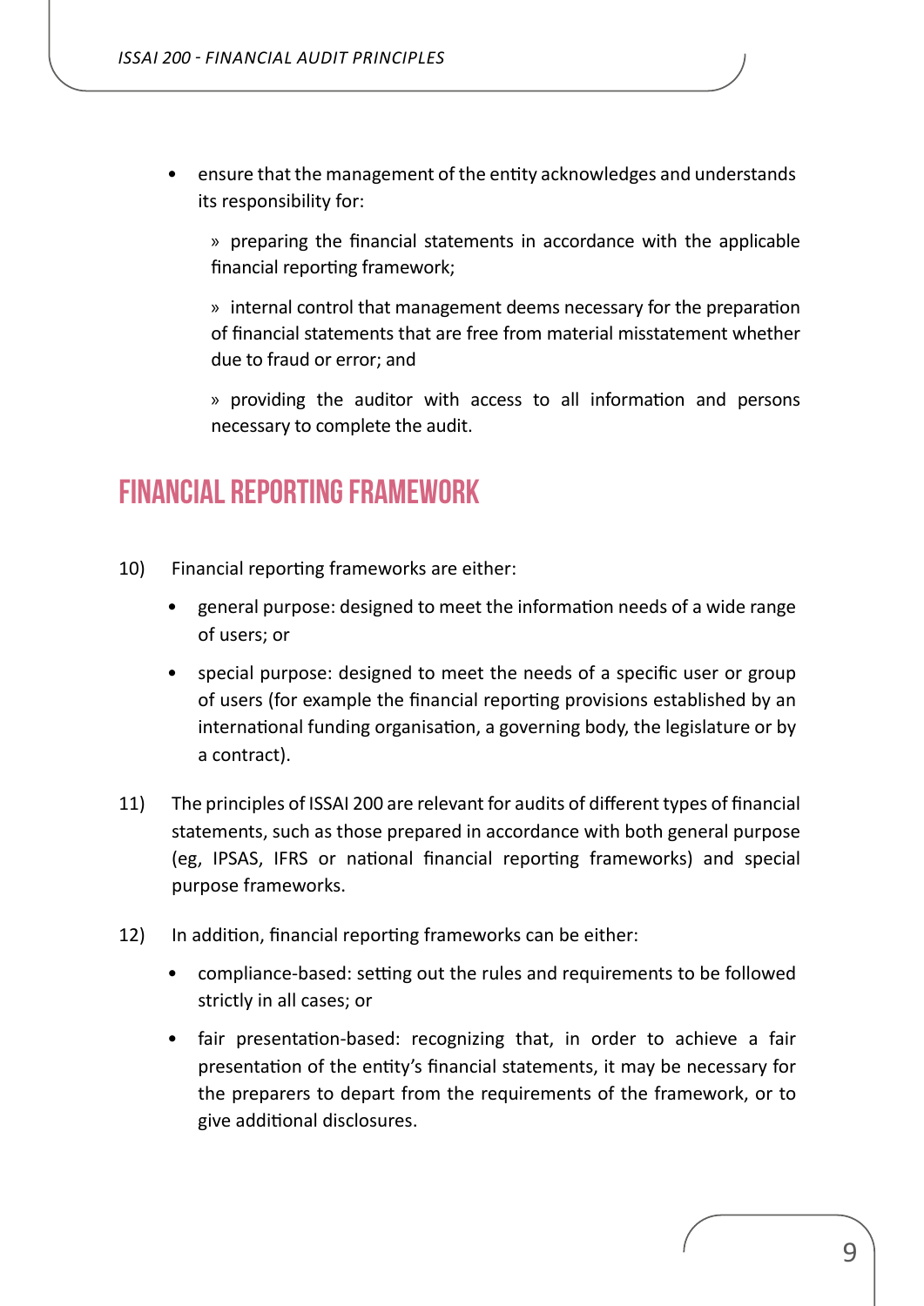- ensure that the management of the entity acknowledges and understands its responsibility for:

  » preparing the financial statements in accordance with the applicable financial reporting framework;

  » internal control that management deems necessary for the preparation of financial statements that are free from material misstatement whether due to fraud or error; and

  » providing the auditor with access to all information and persons necessary to complete the audit.

## FINANCIAL REPORTING FRAMEWORK

10) Financial reporting frameworks are either:

    - general purpose: designed to meet the information needs of a wide range of users; or
    - special purpose: designed to meet the needs of a specific user or group of users (for example the financial reporting provisions established by an international funding organisation, a governing body, the legislature or by a contract).

11) The principles of ISSAI 200 are relevant for audits of different types of financial statements, such as those prepared in accordance with both general purpose (eg, IPSAS, IFRS or national financial reporting frameworks) and special purpose frameworks.

12) In addition, financial reporting frameworks can be either:

    - compliance-based: setting out the rules and requirements to be followed strictly in all cases; or
    - fair presentation-based: recognizing that, in order to achieve a fair presentation of the entity's financial statements, it may be necessary for the preparers to depart from the requirements of the framework, or to give additional disclosures.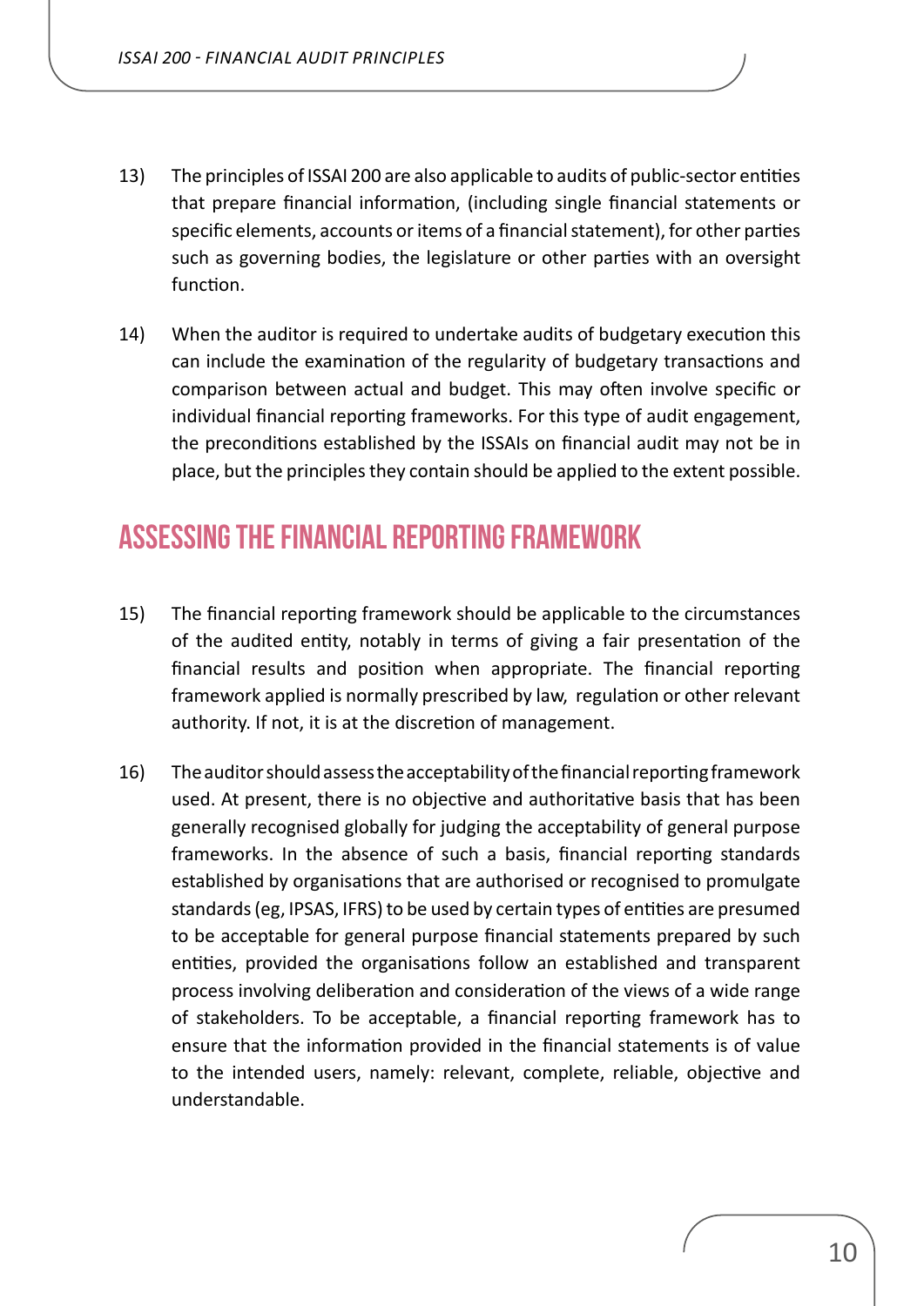13) The principles of ISSAI 200 are also applicable to audits of public-sector entities that prepare financial information, (including single financial statements or specific elements, accounts or items of a financial statement), for other parties such as governing bodies, the legislature or other parties with an oversight function.

14) When the auditor is required to undertake audits of budgetary execution this can include the examination of the regularity of budgetary transactions and comparison between actual and budget. This may often involve specific or individual financial reporting frameworks. For this type of audit engagement, the preconditions established by the ISSAIs on financial audit may not be in place, but the principles they contain should be applied to the extent possible.

## ASSESSING THE FINANCIAL REPORTING FRAMEWORK

15) The financial reporting framework should be applicable to the circumstances of the audited entity, notably in terms of giving a fair presentation of the financial results and position when appropriate. The financial reporting framework applied is normally prescribed by law, regulation or other relevant authority. If not, it is at the discretion of management.

16) The auditor should assess the acceptability of the financial reporting framework used. At present, there is no objective and authoritative basis that has been generally recognised globally for judging the acceptability of general purpose frameworks. In the absence of such a basis, financial reporting standards established by organisations that are authorised or recognised to promulgate standards (eg, IPSAS, IFRS) to be used by certain types of entities are presumed to be acceptable for general purpose financial statements prepared by such entities, provided the organisations follow an established and transparent process involving deliberation and consideration of the views of a wide range of stakeholders. To be acceptable, a financial reporting framework has to ensure that the information provided in the financial statements is of value to the intended users, namely: relevant, complete, reliable, objective and understandable.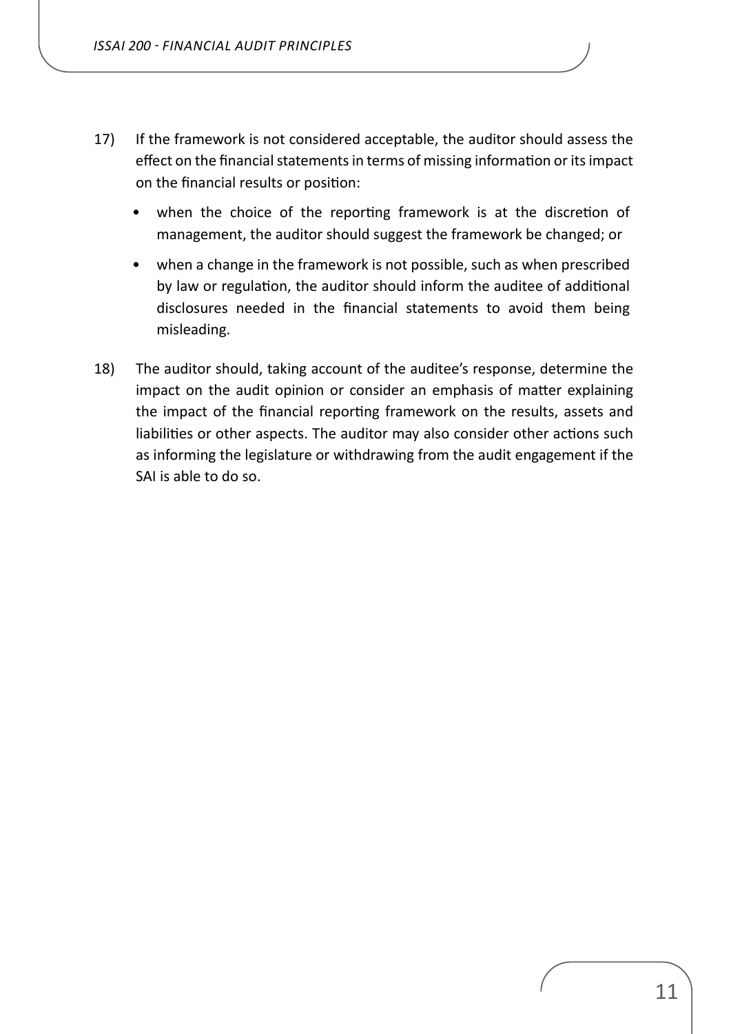17) If the framework is not considered acceptable, the auditor should assess the effect on the financial statements in terms of missing information or its impact on the financial results or position:

    - when the choice of the reporting framework is at the discretion of management, the auditor should suggest the framework be changed; or
    - when a change in the framework is not possible, such as when prescribed by law or regulation, the auditor should inform the auditee of additional disclosures needed in the financial statements to avoid them being misleading.

18) The auditor should, taking account of the auditee's response, determine the impact on the audit opinion or consider an emphasis of matter explaining the impact of the financial reporting framework on the results, assets and liabilities or other aspects. The auditor may also consider other actions such as informing the legislature or withdrawing from the audit engagement if the SAI is able to do so.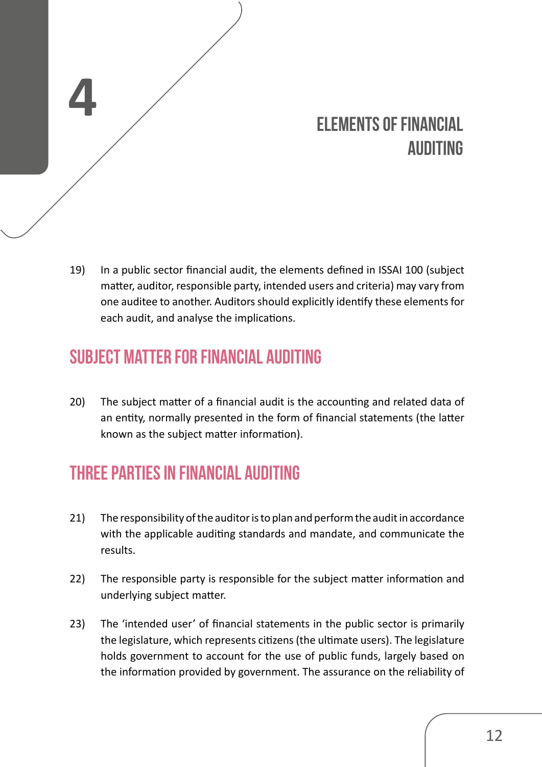# 4 ELEMENTS OF FINANCIAL AUDITING

19) In a public sector financial audit, the elements defined in ISSAI 100 (subject matter, auditor, responsible party, intended users and criteria) may vary from one auditee to another. Auditors should explicitly identify these elements for each audit, and analyse the implications.

## SUBJECT MATTER FOR FINANCIAL AUDITING

20) The subject matter of a financial audit is the accounting and related data of an entity, normally presented in the form of financial statements (the latter known as the subject matter information).

## THREE PARTIES IN FINANCIAL AUDITING

21) The responsibility of the auditor is to plan and perform the audit in accordance with the applicable auditing standards and mandate, and communicate the results.

22) The responsible party is responsible for the subject matter information and underlying subject matter.

23) The 'intended user' of financial statements in the public sector is primarily the legislature, which represents citizens (the ultimate users). The legislature holds government to account for the use of public funds, largely based on the information provided by government. The assurance on the reliability of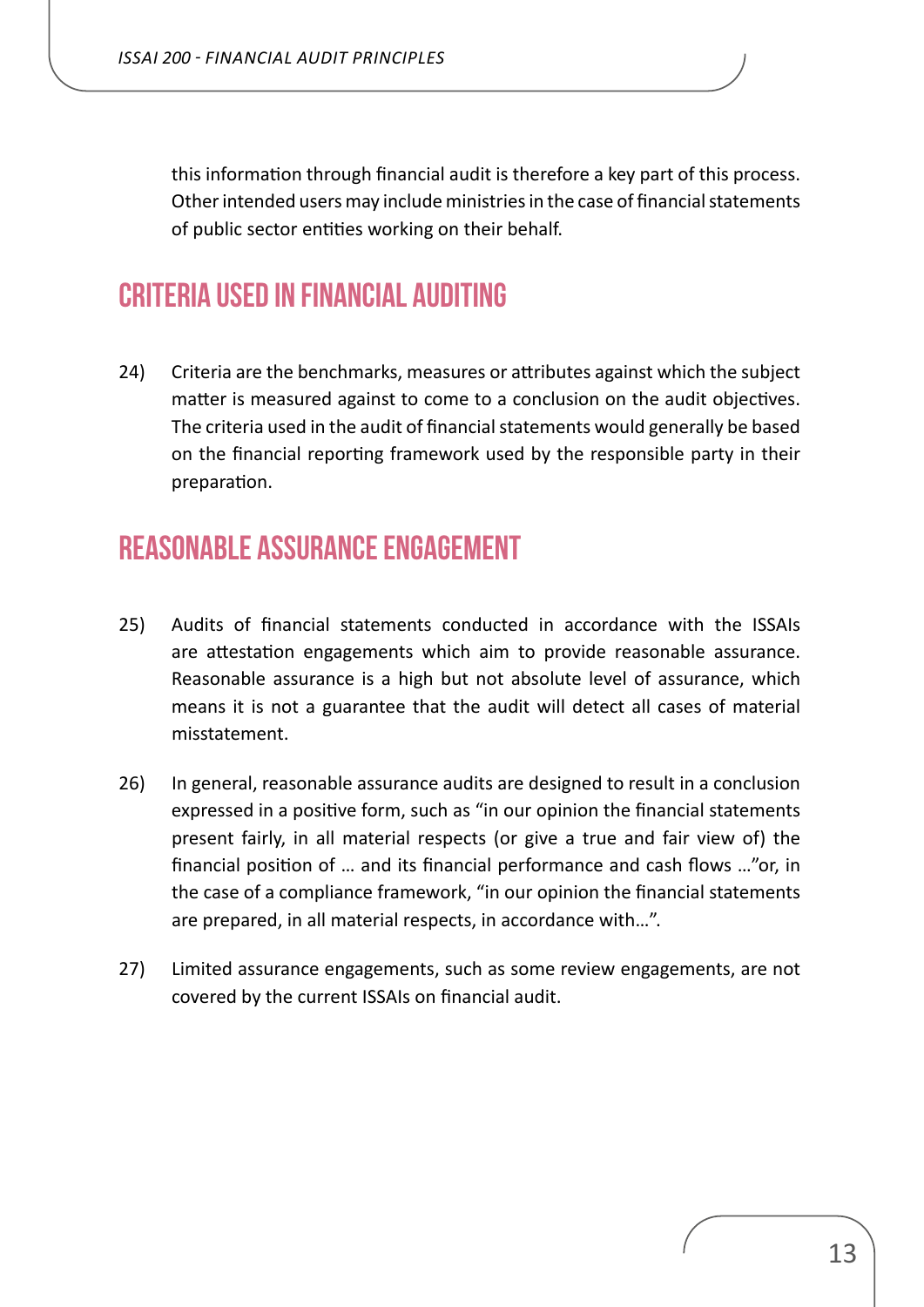this information through financial audit is therefore a key part of this process. Other intended users may include ministries in the case of financial statements of public sector entities working on their behalf.

## CRITERIA USED IN FINANCIAL AUDITING

24) Criteria are the benchmarks, measures or attributes against which the subject matter is measured against to come to a conclusion on the audit objectives. The criteria used in the audit of financial statements would generally be based on the financial reporting framework used by the responsible party in their preparation.

## REASONABLE ASSURANCE ENGAGEMENT

25) Audits of financial statements conducted in accordance with the ISSAIs are attestation engagements which aim to provide reasonable assurance. Reasonable assurance is a high but not absolute level of assurance, which means it is not a guarantee that the audit will detect all cases of material misstatement.

26) In general, reasonable assurance audits are designed to result in a conclusion expressed in a positive form, such as "in our opinion the financial statements present fairly, in all material respects (or give a true and fair view of) the financial position of … and its financial performance and cash flows …"or, in the case of a compliance framework, "in our opinion the financial statements are prepared, in all material respects, in accordance with…".

27) Limited assurance engagements, such as some review engagements, are not covered by the current ISSAIs on financial audit.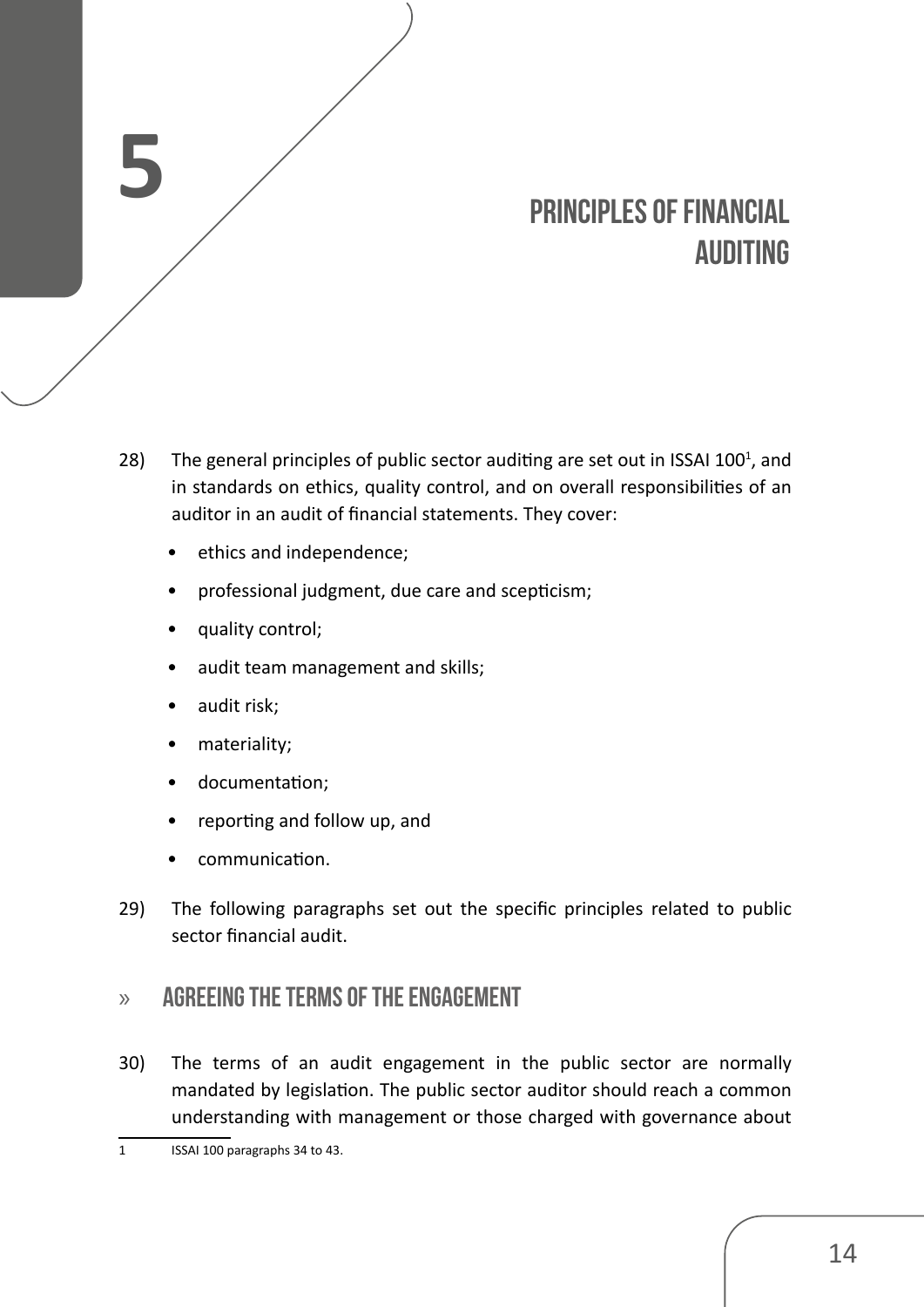# 5 PRINCIPLES OF FINANCIAL AUDITING

28) The general principles of public sector auditing are set out in ISSAI 100[1], and in standards on ethics, quality control, and on overall responsibilities of an auditor in an audit of financial statements. They cover:

- ethics and independence;
- professional judgment, due care and scepticism;
- quality control;
- audit team management and skills;
- audit risk;
- materiality;
- documentation;
- reporting and follow up, and
- communication.

29) The following paragraphs set out the specific principles related to public sector financial audit.

## » AGREEING THE TERMS OF THE ENGAGEMENT

30) The terms of an audit engagement in the public sector are normally mandated by legislation. The public sector auditor should reach a common understanding with management or those charged with governance about

---

1 ISSAI 100 paragraphs 34 to 43.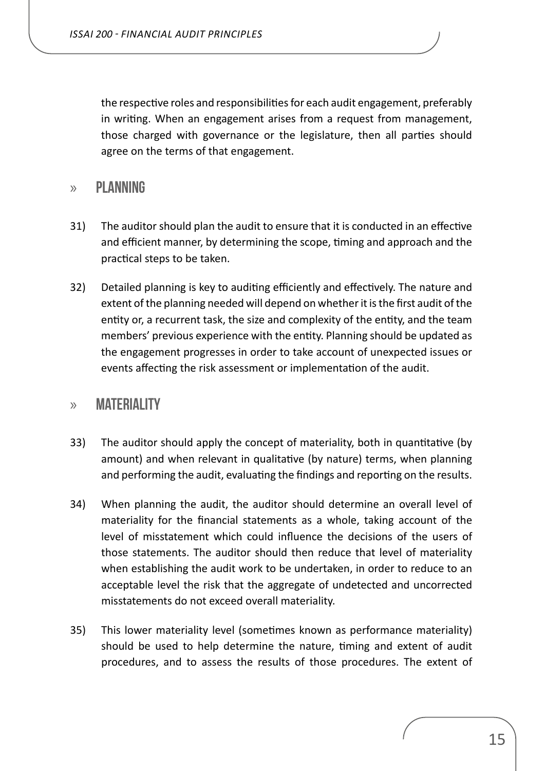the respective roles and responsibilities for each audit engagement, preferably in writing. When an engagement arises from a request from management, those charged with governance or the legislature, then all parties should agree on the terms of that engagement.

## » PLANNING

31) The auditor should plan the audit to ensure that it is conducted in an effective and efficient manner, by determining the scope, timing and approach and the practical steps to be taken.

32) Detailed planning is key to auditing efficiently and effectively. The nature and extent of the planning needed will depend on whether it is the first audit of the entity or, a recurrent task, the size and complexity of the entity, and the team members' previous experience with the entity. Planning should be updated as the engagement progresses in order to take account of unexpected issues or events affecting the risk assessment or implementation of the audit.

## » MATERIALITY

33) The auditor should apply the concept of materiality, both in quantitative (by amount) and when relevant in qualitative (by nature) terms, when planning and performing the audit, evaluating the findings and reporting on the results.

34) When planning the audit, the auditor should determine an overall level of materiality for the financial statements as a whole, taking account of the level of misstatement which could influence the decisions of the users of those statements. The auditor should then reduce that level of materiality when establishing the audit work to be undertaken, in order to reduce to an acceptable level the risk that the aggregate of undetected and uncorrected misstatements do not exceed overall materiality.

35) This lower materiality level (sometimes known as performance materiality) should be used to help determine the nature, timing and extent of audit procedures, and to assess the results of those procedures. The extent of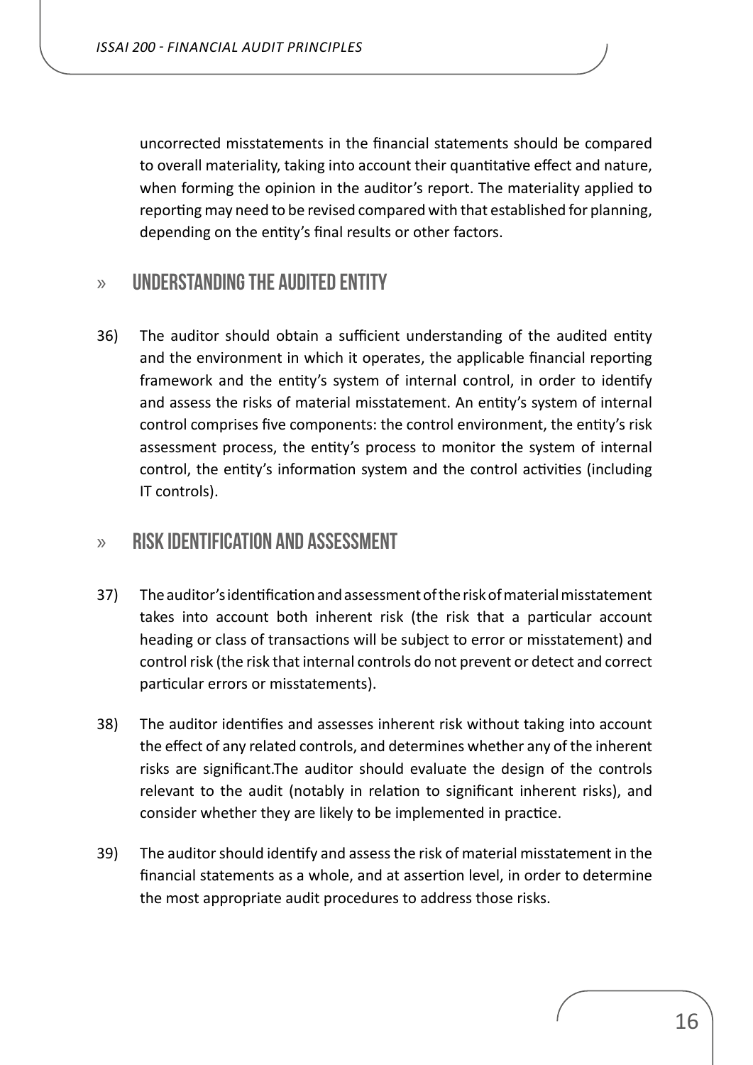uncorrected misstatements in the financial statements should be compared to overall materiality, taking into account their quantitative effect and nature, when forming the opinion in the auditor's report. The materiality applied to reporting may need to be revised compared with that established for planning, depending on the entity's final results or other factors.

## » UNDERSTANDING THE AUDITED ENTITY

36) The auditor should obtain a sufficient understanding of the audited entity and the environment in which it operates, the applicable financial reporting framework and the entity's system of internal control, in order to identify and assess the risks of material misstatement. An entity's system of internal control comprises five components: the control environment, the entity's risk assessment process, the entity's process to monitor the system of internal control, the entity's information system and the control activities (including IT controls).

## » RISK IDENTIFICATION AND ASSESSMENT

37) The auditor's identification and assessment of the risk of material misstatement takes into account both inherent risk (the risk that a particular account heading or class of transactions will be subject to error or misstatement) and control risk (the risk that internal controls do not prevent or detect and correct particular errors or misstatements).

38) The auditor identifies and assesses inherent risk without taking into account the effect of any related controls, and determines whether any of the inherent risks are significant.The auditor should evaluate the design of the controls relevant to the audit (notably in relation to significant inherent risks), and consider whether they are likely to be implemented in practice.

39) The auditor should identify and assess the risk of material misstatement in the financial statements as a whole, and at assertion level, in order to determine the most appropriate audit procedures to address those risks.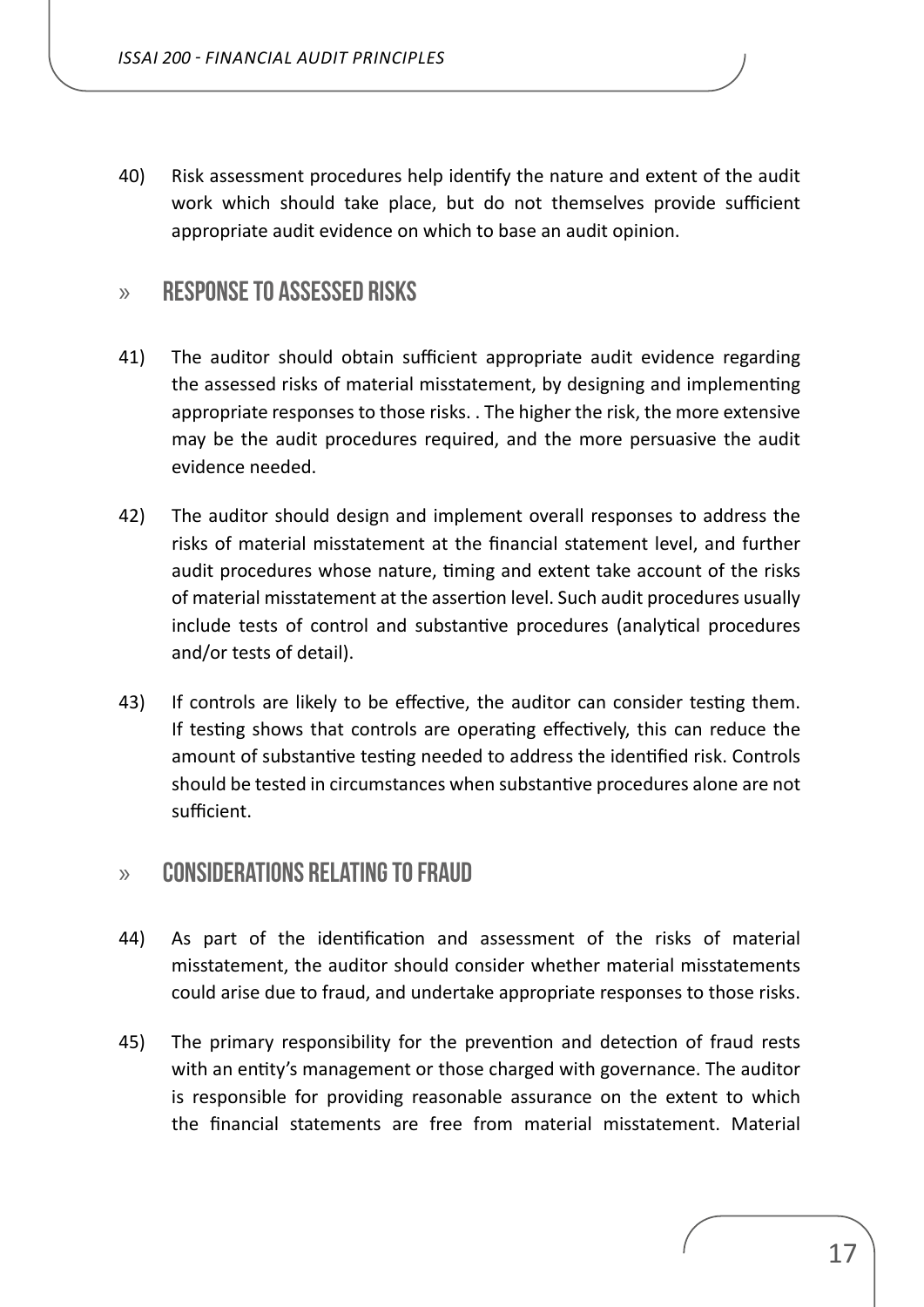40) Risk assessment procedures help identify the nature and extent of the audit work which should take place, but do not themselves provide sufficient appropriate audit evidence on which to base an audit opinion.

## » RESPONSE TO ASSESSED RISKS

41) The auditor should obtain sufficient appropriate audit evidence regarding the assessed risks of material misstatement, by designing and implementing appropriate responses to those risks. . The higher the risk, the more extensive may be the audit procedures required, and the more persuasive the audit evidence needed.

42) The auditor should design and implement overall responses to address the risks of material misstatement at the financial statement level, and further audit procedures whose nature, timing and extent take account of the risks of material misstatement at the assertion level. Such audit procedures usually include tests of control and substantive procedures (analytical procedures and/or tests of detail).

43) If controls are likely to be effective, the auditor can consider testing them. If testing shows that controls are operating effectively, this can reduce the amount of substantive testing needed to address the identified risk. Controls should be tested in circumstances when substantive procedures alone are not sufficient.

## » CONSIDERATIONS RELATING TO FRAUD

44) As part of the identification and assessment of the risks of material misstatement, the auditor should consider whether material misstatements could arise due to fraud, and undertake appropriate responses to those risks.

45) The primary responsibility for the prevention and detection of fraud rests with an entity's management or those charged with governance. The auditor is responsible for providing reasonable assurance on the extent to which the financial statements are free from material misstatement. Material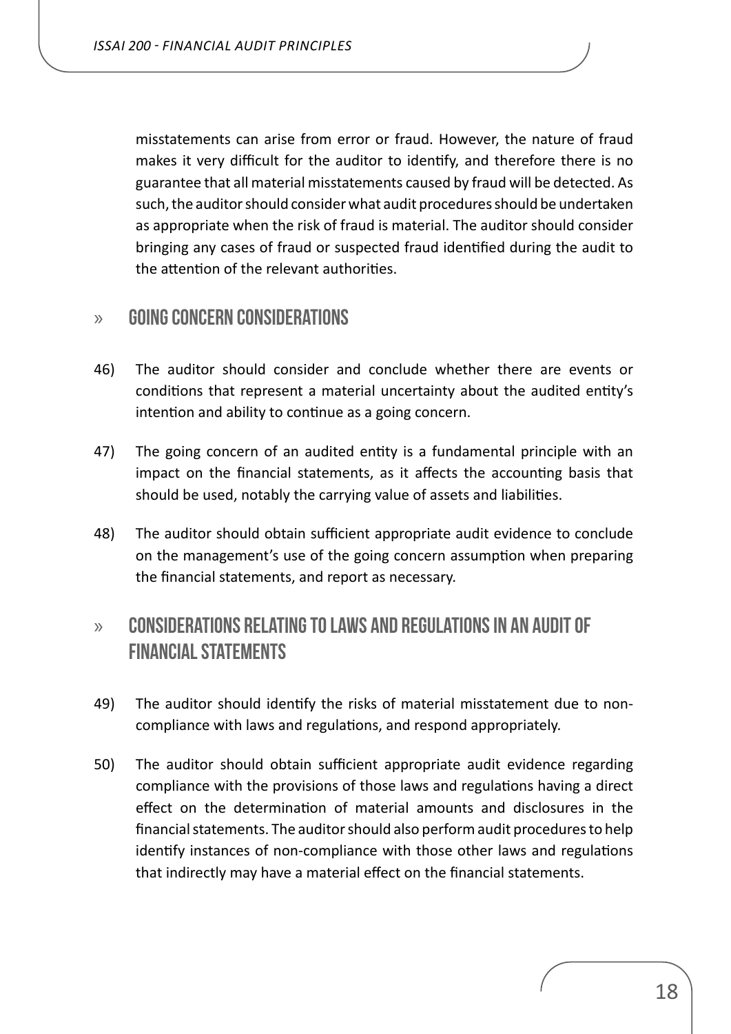misstatements can arise from error or fraud. However, the nature of fraud makes it very difficult for the auditor to identify, and therefore there is no guarantee that all material misstatements caused by fraud will be detected. As such, the auditor should consider what audit procedures should be undertaken as appropriate when the risk of fraud is material. The auditor should consider bringing any cases of fraud or suspected fraud identified during the audit to the attention of the relevant authorities.

## » Going concern considerations

46) The auditor should consider and conclude whether there are events or conditions that represent a material uncertainty about the audited entity's intention and ability to continue as a going concern.

47) The going concern of an audited entity is a fundamental principle with an impact on the financial statements, as it affects the accounting basis that should be used, notably the carrying value of assets and liabilities.

48) The auditor should obtain sufficient appropriate audit evidence to conclude on the management's use of the going concern assumption when preparing the financial statements, and report as necessary.

## » Considerations relating to laws and regulations in an audit of financial statements

49) The auditor should identify the risks of material misstatement due to non-compliance with laws and regulations, and respond appropriately.

50) The auditor should obtain sufficient appropriate audit evidence regarding compliance with the provisions of those laws and regulations having a direct effect on the determination of material amounts and disclosures in the financial statements. The auditor should also perform audit procedures to help identify instances of non-compliance with those other laws and regulations that indirectly may have a material effect on the financial statements.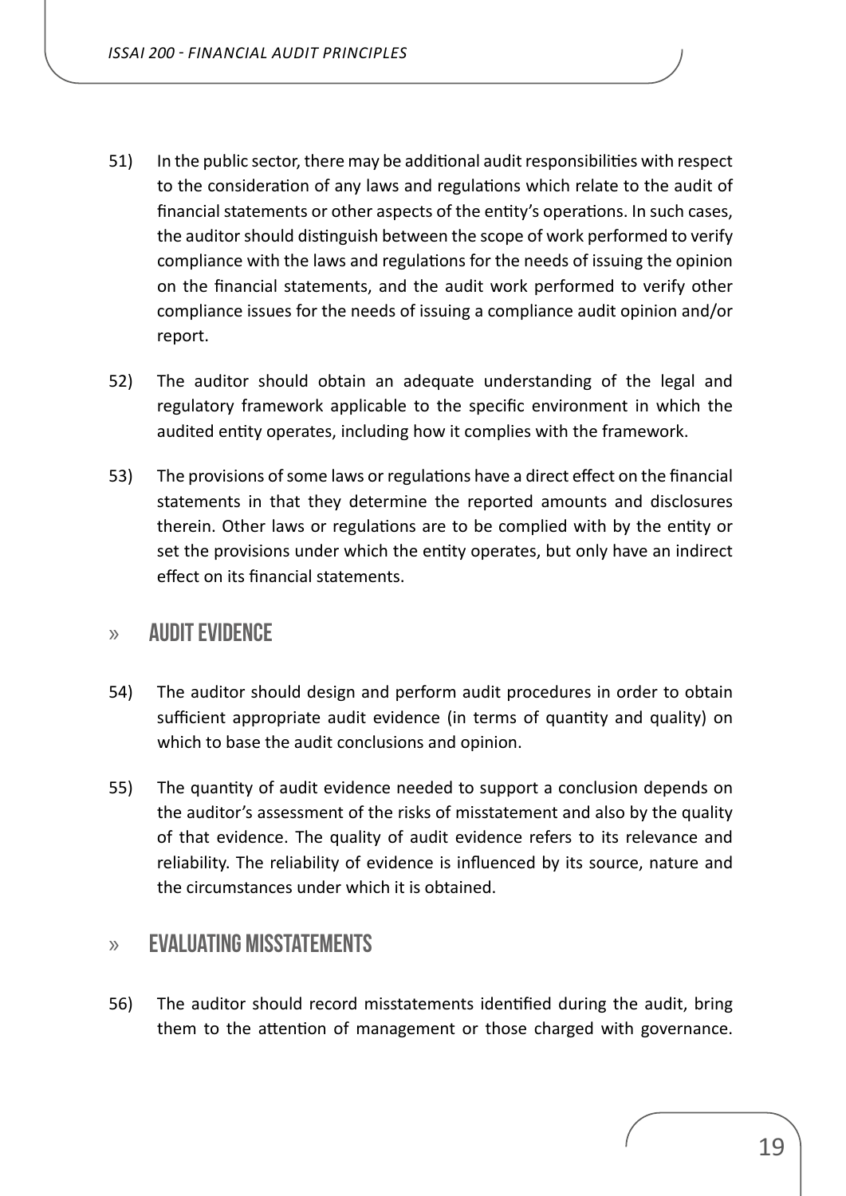51) In the public sector, there may be additional audit responsibilities with respect to the consideration of any laws and regulations which relate to the audit of financial statements or other aspects of the entity's operations. In such cases, the auditor should distinguish between the scope of work performed to verify compliance with the laws and regulations for the needs of issuing the opinion on the financial statements, and the audit work performed to verify other compliance issues for the needs of issuing a compliance audit opinion and/or report.

52) The auditor should obtain an adequate understanding of the legal and regulatory framework applicable to the specific environment in which the audited entity operates, including how it complies with the framework.

53) The provisions of some laws or regulations have a direct effect on the financial statements in that they determine the reported amounts and disclosures therein. Other laws or regulations are to be complied with by the entity or set the provisions under which the entity operates, but only have an indirect effect on its financial statements.

## » AUDIT EVIDENCE

54) The auditor should design and perform audit procedures in order to obtain sufficient appropriate audit evidence (in terms of quantity and quality) on which to base the audit conclusions and opinion.

55) The quantity of audit evidence needed to support a conclusion depends on the auditor's assessment of the risks of misstatement and also by the quality of that evidence. The quality of audit evidence refers to its relevance and reliability. The reliability of evidence is influenced by its source, nature and the circumstances under which it is obtained.

## » EVALUATING MISSTATEMENTS

56) The auditor should record misstatements identified during the audit, bring them to the attention of management or those charged with governance.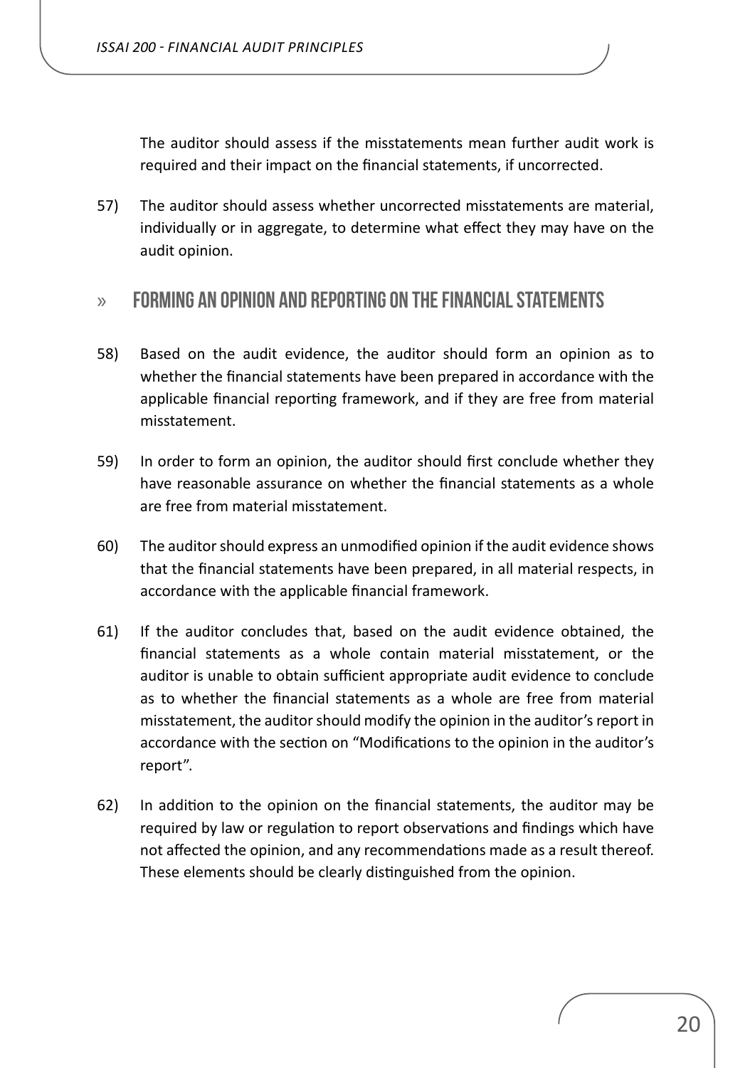The auditor should assess if the misstatements mean further audit work is required and their impact on the financial statements, if uncorrected.

57) The auditor should assess whether uncorrected misstatements are material, individually or in aggregate, to determine what effect they may have on the audit opinion.

## » FORMING AN OPINION AND REPORTING ON THE FINANCIAL STATEMENTS

58) Based on the audit evidence, the auditor should form an opinion as to whether the financial statements have been prepared in accordance with the applicable financial reporting framework, and if they are free from material misstatement.

59) In order to form an opinion, the auditor should first conclude whether they have reasonable assurance on whether the financial statements as a whole are free from material misstatement.

60) The auditor should express an unmodified opinion if the audit evidence shows that the financial statements have been prepared, in all material respects, in accordance with the applicable financial framework.

61) If the auditor concludes that, based on the audit evidence obtained, the financial statements as a whole contain material misstatement, or the auditor is unable to obtain sufficient appropriate audit evidence to conclude as to whether the financial statements as a whole are free from material misstatement, the auditor should modify the opinion in the auditor's report in accordance with the section on "Modifications to the opinion in the auditor's report".

62) In addition to the opinion on the financial statements, the auditor may be required by law or regulation to report observations and findings which have not affected the opinion, and any recommendations made as a result thereof. These elements should be clearly distinguished from the opinion.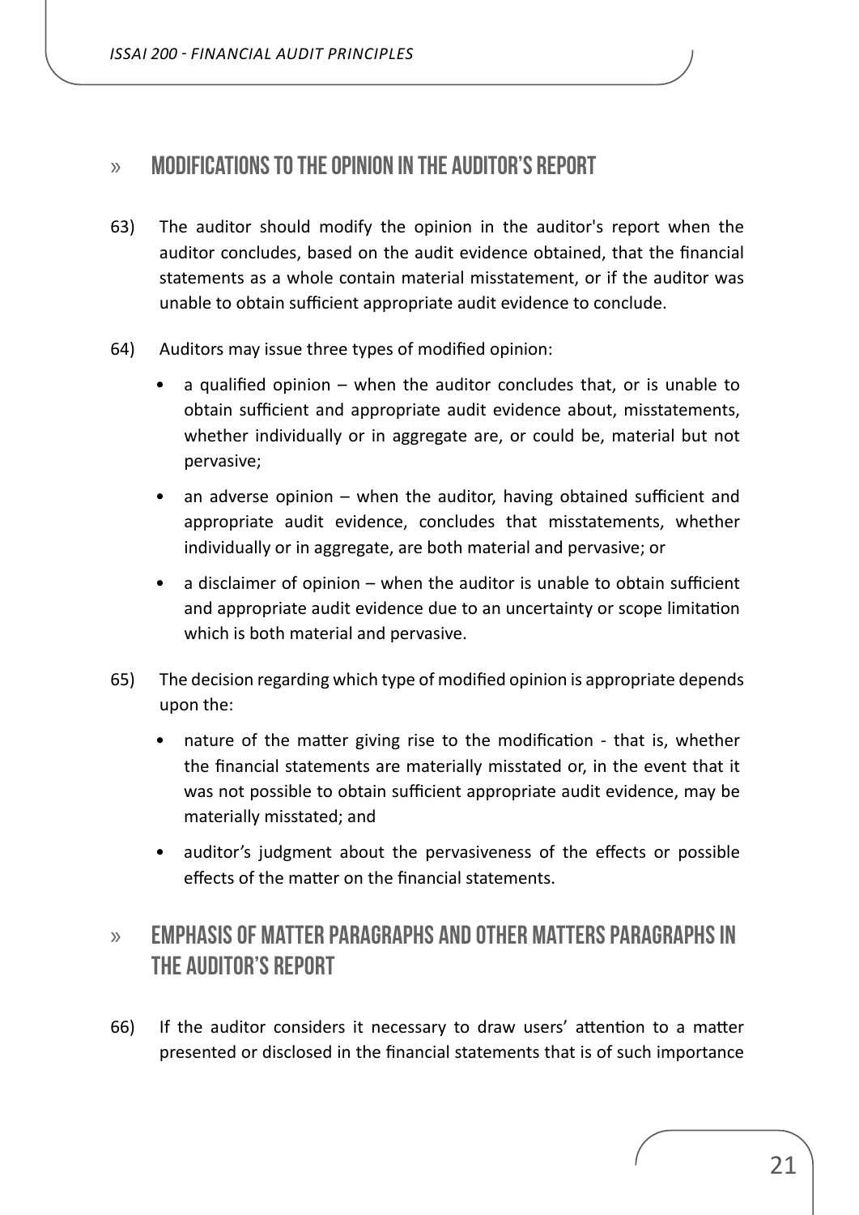## » MODIFICATIONS TO THE OPINION IN THE AUDITOR'S REPORT

63) The auditor should modify the opinion in the auditor's report when the auditor concludes, based on the audit evidence obtained, that the financial statements as a whole contain material misstatement, or if the auditor was unable to obtain sufficient appropriate audit evidence to conclude.

64) Auditors may issue three types of modified opinion:

- a qualified opinion – when the auditor concludes that, or is unable to obtain sufficient and appropriate audit evidence about, misstatements, whether individually or in aggregate are, or could be, material but not pervasive;
- an adverse opinion – when the auditor, having obtained sufficient and appropriate audit evidence, concludes that misstatements, whether individually or in aggregate, are both material and pervasive; or
- a disclaimer of opinion – when the auditor is unable to obtain sufficient and appropriate audit evidence due to an uncertainty or scope limitation which is both material and pervasive.

65) The decision regarding which type of modified opinion is appropriate depends upon the:

- nature of the matter giving rise to the modification - that is, whether the financial statements are materially misstated or, in the event that it was not possible to obtain sufficient appropriate audit evidence, may be materially misstated; and
- auditor's judgment about the pervasiveness of the effects or possible effects of the matter on the financial statements.

## » EMPHASIS OF MATTER PARAGRAPHS AND OTHER MATTERS PARAGRAPHS IN THE AUDITOR'S REPORT

66) If the auditor considers it necessary to draw users' attention to a matter presented or disclosed in the financial statements that is of such importance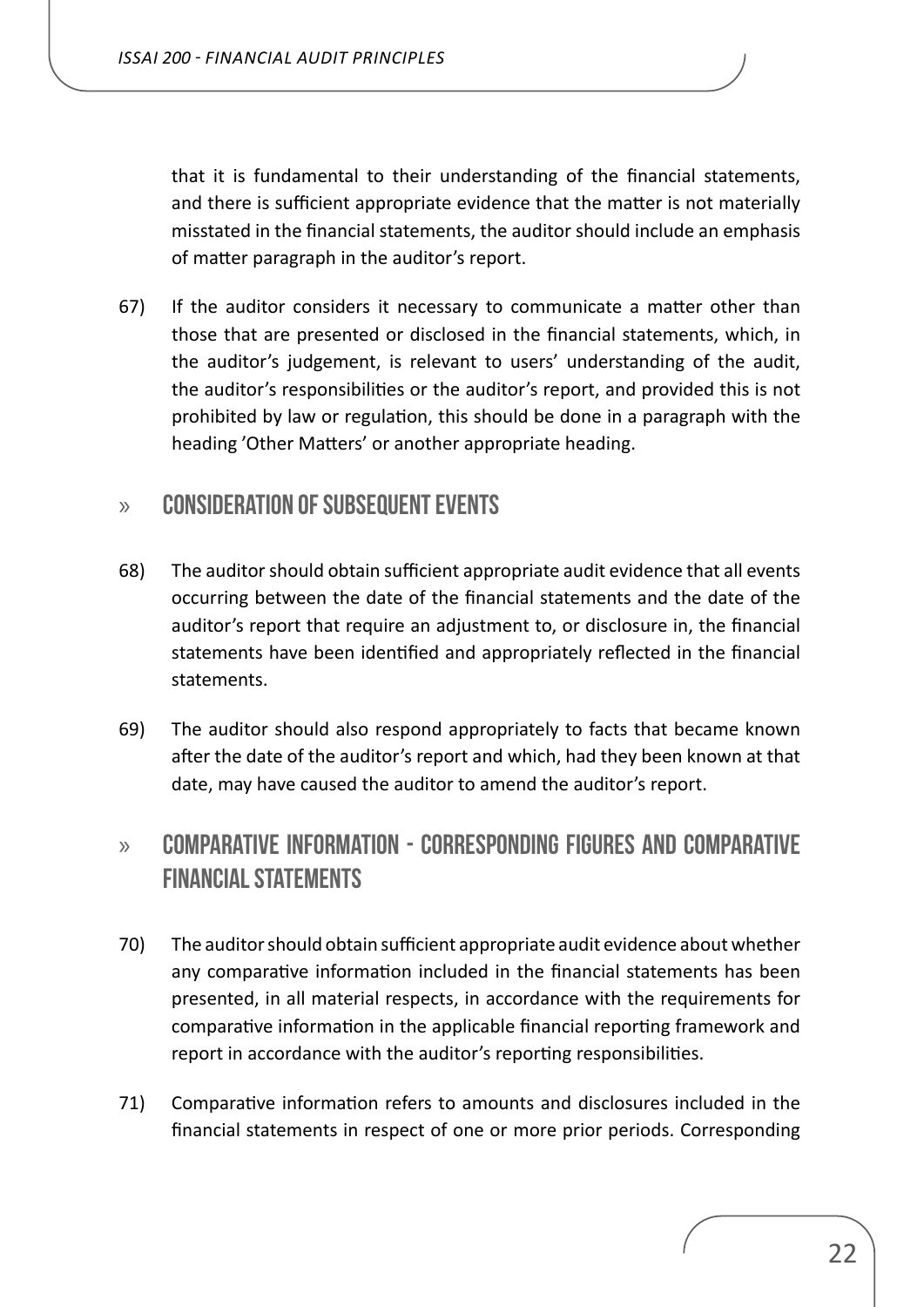that it is fundamental to their understanding of the financial statements, and there is sufficient appropriate evidence that the matter is not materially misstated in the financial statements, the auditor should include an emphasis of matter paragraph in the auditor's report.

67) If the auditor considers it necessary to communicate a matter other than those that are presented or disclosed in the financial statements, which, in the auditor's judgement, is relevant to users' understanding of the audit, the auditor's responsibilities or the auditor's report, and provided this is not prohibited by law or regulation, this should be done in a paragraph with the heading 'Other Matters' or another appropriate heading.

## » Consideration of subsequent events

68) The auditor should obtain sufficient appropriate audit evidence that all events occurring between the date of the financial statements and the date of the auditor's report that require an adjustment to, or disclosure in, the financial statements have been identified and appropriately reflected in the financial statements.

69) The auditor should also respond appropriately to facts that became known after the date of the auditor's report and which, had they been known at that date, may have caused the auditor to amend the auditor's report.

## » Comparative information - corresponding figures and comparative financial statements

70) The auditor should obtain sufficient appropriate audit evidence about whether any comparative information included in the financial statements has been presented, in all material respects, in accordance with the requirements for comparative information in the applicable financial reporting framework and report in accordance with the auditor's reporting responsibilities.

71) Comparative information refers to amounts and disclosures included in the financial statements in respect of one or more prior periods. Corresponding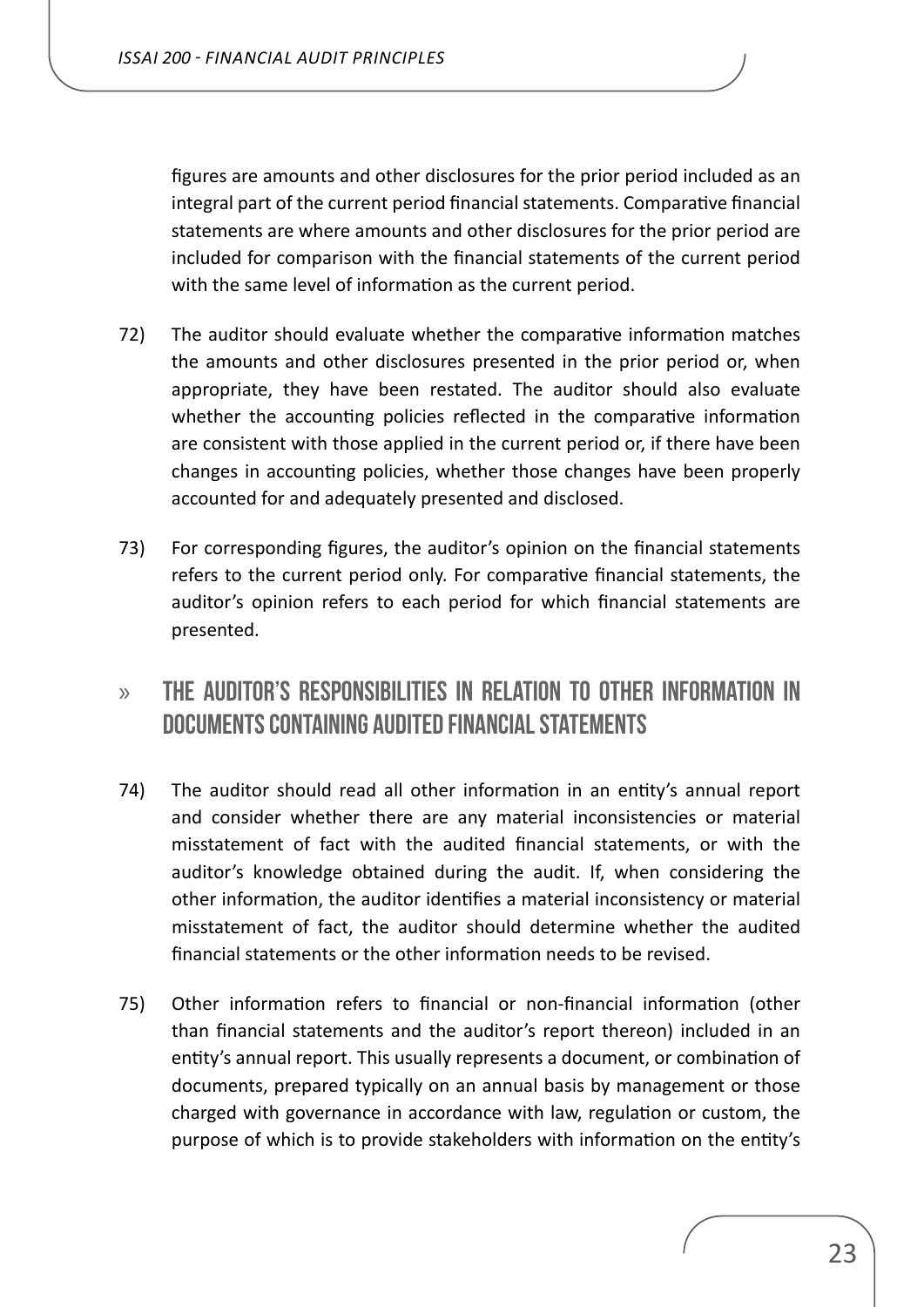figures are amounts and other disclosures for the prior period included as an integral part of the current period financial statements. Comparative financial statements are where amounts and other disclosures for the prior period are included for comparison with the financial statements of the current period with the same level of information as the current period.

72) The auditor should evaluate whether the comparative information matches the amounts and other disclosures presented in the prior period or, when appropriate, they have been restated. The auditor should also evaluate whether the accounting policies reflected in the comparative information are consistent with those applied in the current period or, if there have been changes in accounting policies, whether those changes have been properly accounted for and adequately presented and disclosed.

73) For corresponding figures, the auditor's opinion on the financial statements refers to the current period only. For comparative financial statements, the auditor's opinion refers to each period for which financial statements are presented.

## » THE AUDITOR'S RESPONSIBILITIES IN RELATION TO OTHER INFORMATION IN DOCUMENTS CONTAINING AUDITED FINANCIAL STATEMENTS

74) The auditor should read all other information in an entity's annual report and consider whether there are any material inconsistencies or material misstatement of fact with the audited financial statements, or with the auditor's knowledge obtained during the audit. If, when considering the other information, the auditor identifies a material inconsistency or material misstatement of fact, the auditor should determine whether the audited financial statements or the other information needs to be revised.

75) Other information refers to financial or non-financial information (other than financial statements and the auditor's report thereon) included in an entity's annual report. This usually represents a document, or combination of documents, prepared typically on an annual basis by management or those charged with governance in accordance with law, regulation or custom, the purpose of which is to provide stakeholders with information on the entity's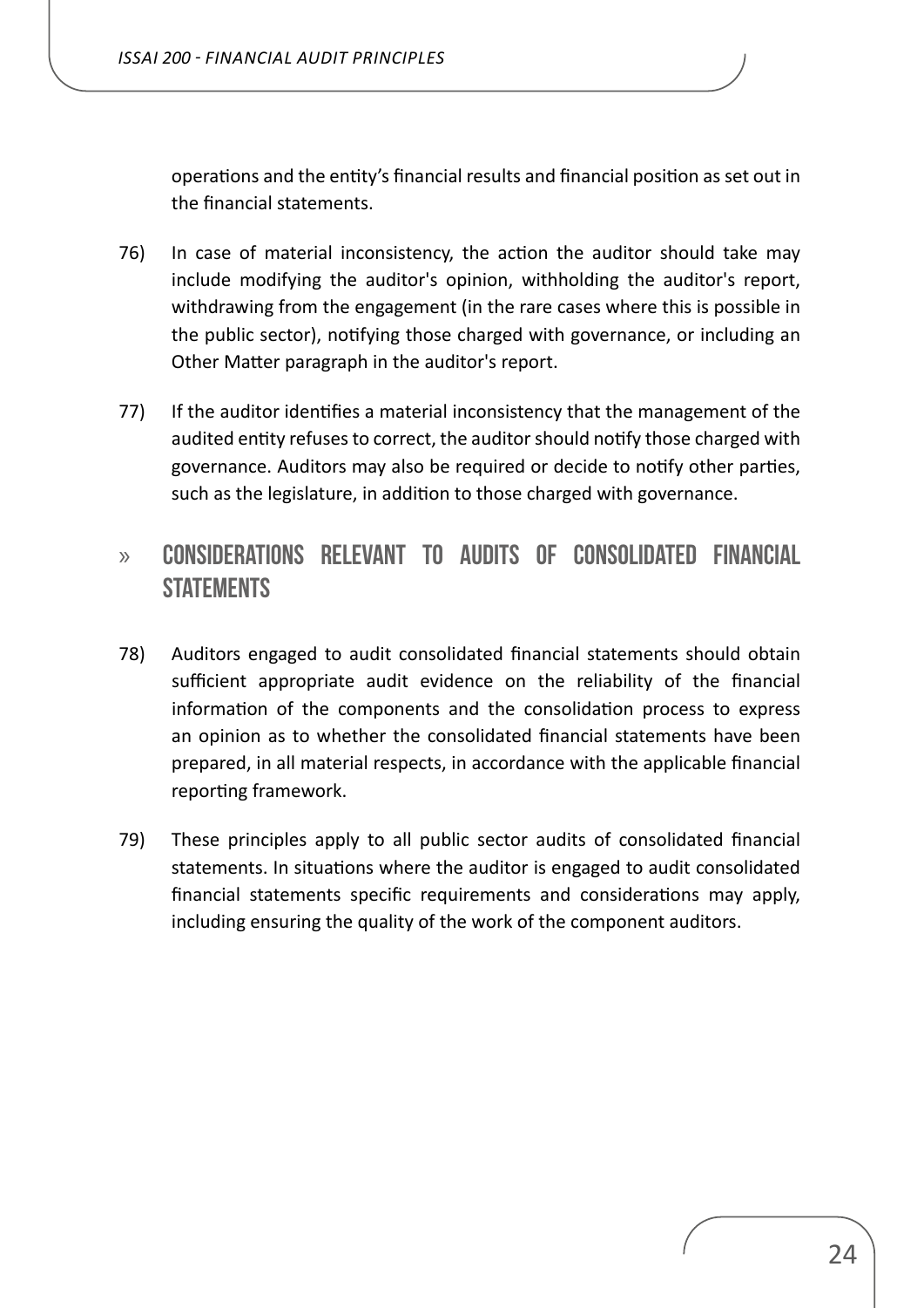operations and the entity's financial results and financial position as set out in the financial statements.

76) In case of material inconsistency, the action the auditor should take may include modifying the auditor's opinion, withholding the auditor's report, withdrawing from the engagement (in the rare cases where this is possible in the public sector), notifying those charged with governance, or including an Other Matter paragraph in the auditor's report.

77) If the auditor identifies a material inconsistency that the management of the audited entity refuses to correct, the auditor should notify those charged with governance. Auditors may also be required or decide to notify other parties, such as the legislature, in addition to those charged with governance.

## » CONSIDERATIONS RELEVANT TO AUDITS OF CONSOLIDATED FINANCIAL STATEMENTS

78) Auditors engaged to audit consolidated financial statements should obtain sufficient appropriate audit evidence on the reliability of the financial information of the components and the consolidation process to express an opinion as to whether the consolidated financial statements have been prepared, in all material respects, in accordance with the applicable financial reporting framework.

79) These principles apply to all public sector audits of consolidated financial statements. In situations where the auditor is engaged to audit consolidated financial statements specific requirements and considerations may apply, including ensuring the quality of the work of the component auditors.